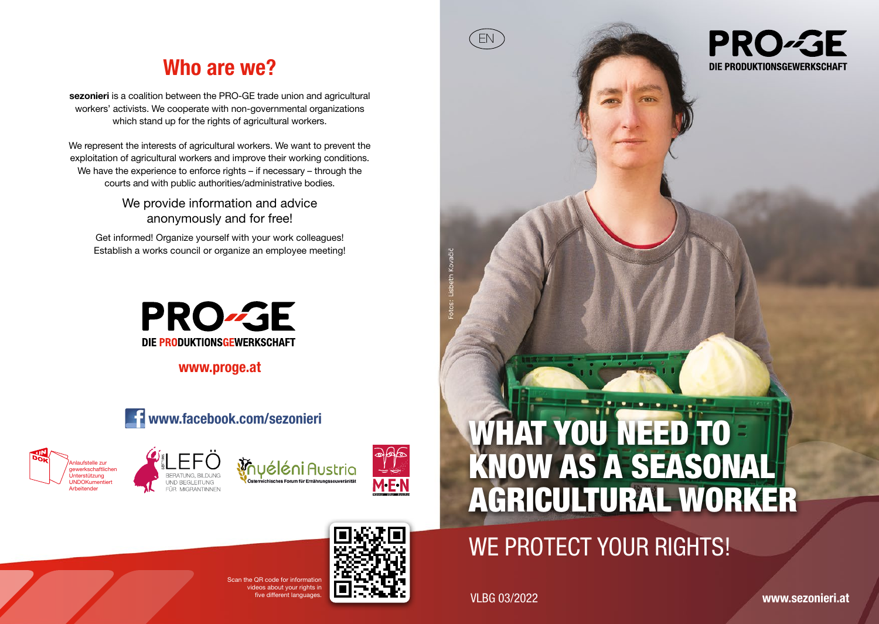## Who are we?

**sezonieri** is a coalition between the PRO-GE trade union and agricultural workers' activists. We cooperate with non-governmental organizations which stand up for the rights of agricultural workers.

We represent the interests of agricultural workers. We want to prevent the exploitation of agricultural workers and improve their working conditions. We have the experience to enforce rights – if necessary – through the courts and with public authorities/administrative bodies.

We provide information and advice anonymously and for free!

Get informed! Organize yourself with your work colleagues! Establish a works council or organize an employee meeting!

PRO-GE
DIE PRODUKTIONSGEWERKSCHAFT

**www.proge.at**

**www.facebook.com/sezonieri**

UNDOK – Anlaufstelle zur gewerkschaftlichen Unterstützung UNDOKumentiert Arbeitender

LEFÖ – BERATUNG, BILDUNG UND BEGLEITUNG FÜR MIGRANTINNEN

Nyéléni Austria – Österreichisches Forum für Ernährungssouveränität

M·E·N

Scan the QR code for information videos about your rights in five different languages.

EN

PRO-GE
DIE PRODUKTIONSGEWERKSCHAFT

Fotos: Lisbeth Kovačič

# WHAT YOU NEED TO KNOW AS A SEASONAL AGRICULTURAL WORKER

## WE PROTECT YOUR RIGHTS!

VLBG 03/2022

**www.sezonieri.at**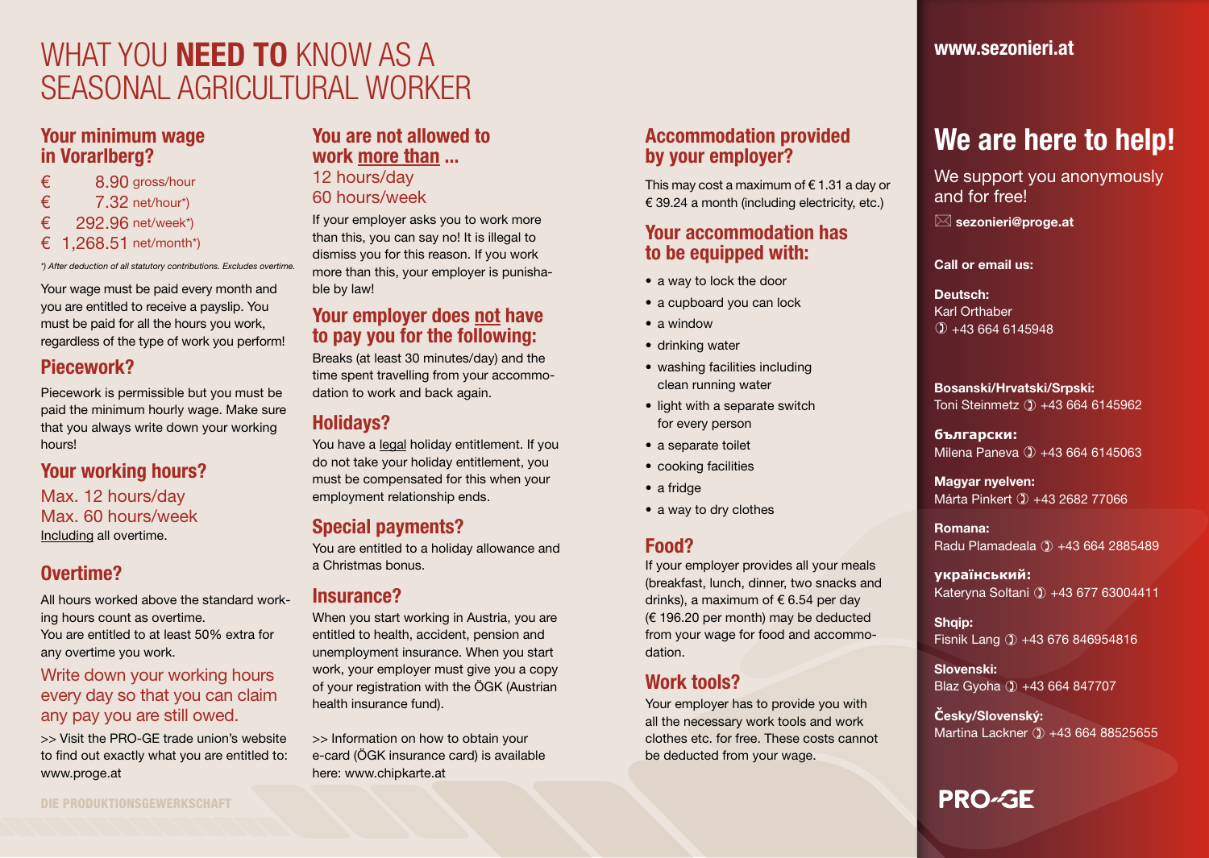# WHAT YOU **NEED TO** KNOW AS A SEASONAL AGRICULTURAL WORKER

## Your minimum wage in Vorarlberg?

€ 8.90 gross/hour
€ 7.32 net/hour*)
€ 292.96 net/week*)
€ 1,268.51 net/month*)

*\*) After deduction of all statutory contributions. Excludes overtime.*

Your wage must be paid every month and you are entitled to receive a payslip. You must be paid for all the hours you work, regardless of the type of work you perform!

## Piecework?

Piecework is permissible but you must be paid the minimum hourly wage. Make sure that you always write down your working hours!

## Your working hours?

Max. 12 hours/day
Max. 60 hours/week
Including all overtime.

## Overtime?

All hours worked above the standard working hours count as overtime.
You are entitled to at least 50% extra for any overtime you work.

Write down your working hours every day so that you can claim any pay you are still owed.

>> Visit the PRO-GE trade union's website to find out exactly what you are entitled to: www.proge.at

## You are not allowed to work more than ...

12 hours/day
60 hours/week

If your employer asks you to work more than this, you can say no! It is illegal to dismiss you for this reason. If you work more than this, your employer is punishable by law!

## Your employer does not have to pay you for the following:

Breaks (at least 30 minutes/day) and the time spent travelling from your accommodation to work and back again.

## Holidays?

You have a legal holiday entitlement. If you do not take your holiday entitlement, you must be compensated for this when your employment relationship ends.

## Special payments?

You are entitled to a holiday allowance and a Christmas bonus.

## Insurance?

When you start working in Austria, you are entitled to health, accident, pension and unemployment insurance. When you start work, your employer must give you a copy of your registration with the ÖGK (Austrian health insurance fund).

>> Information on how to obtain your e-card (ÖGK insurance card) is available here: www.chipkarte.at

## Accommodation provided by your employer?

This may cost a maximum of € 1.31 a day or € 39.24 a month (including electricity, etc.)

## Your accommodation has to be equipped with:

- a way to lock the door
- a cupboard you can lock
- a window
- drinking water
- washing facilities including clean running water
- light with a separate switch for every person
- a separate toilet
- cooking facilities
- a fridge
- a way to dry clothes

## Food?

If your employer provides all your meals (breakfast, lunch, dinner, two snacks and drinks), a maximum of € 6.54 per day (€ 196.20 per month) may be deducted from your wage for food and accommodation.

## Work tools?

Your employer has to provide you with all the necessary work tools and work clothes etc. for free. These costs cannot be deducted from your wage.

DIE PRODUKTIONSGEWERKSCHAFT

**www.sezonieri.at**

## We are here to help!

We support you anonymously and for free!

**sezonieri@proge.at**

**Call or email us:**

**Deutsch:**
Karl Orthaber
+43 664 6145948

**Bosanski/Hrvatski/Srpski:**
Toni Steinmetz +43 664 6145962

**български:**
Milena Paneva +43 664 6145063

**Magyar nyelven:**
Márta Pinkert +43 2682 77066

**Romana:**
Radu Plamadeala +43 664 2885489

**український:**
Kateryna Soltani +43 677 63004411

**Shqip:**
Fisnik Lang +43 676 846954816

**Slovenski:**
Blaz Gyoha +43 664 847707

**Česky/Slovenský:**
Martina Lackner +43 664 88525655

PRO-GE